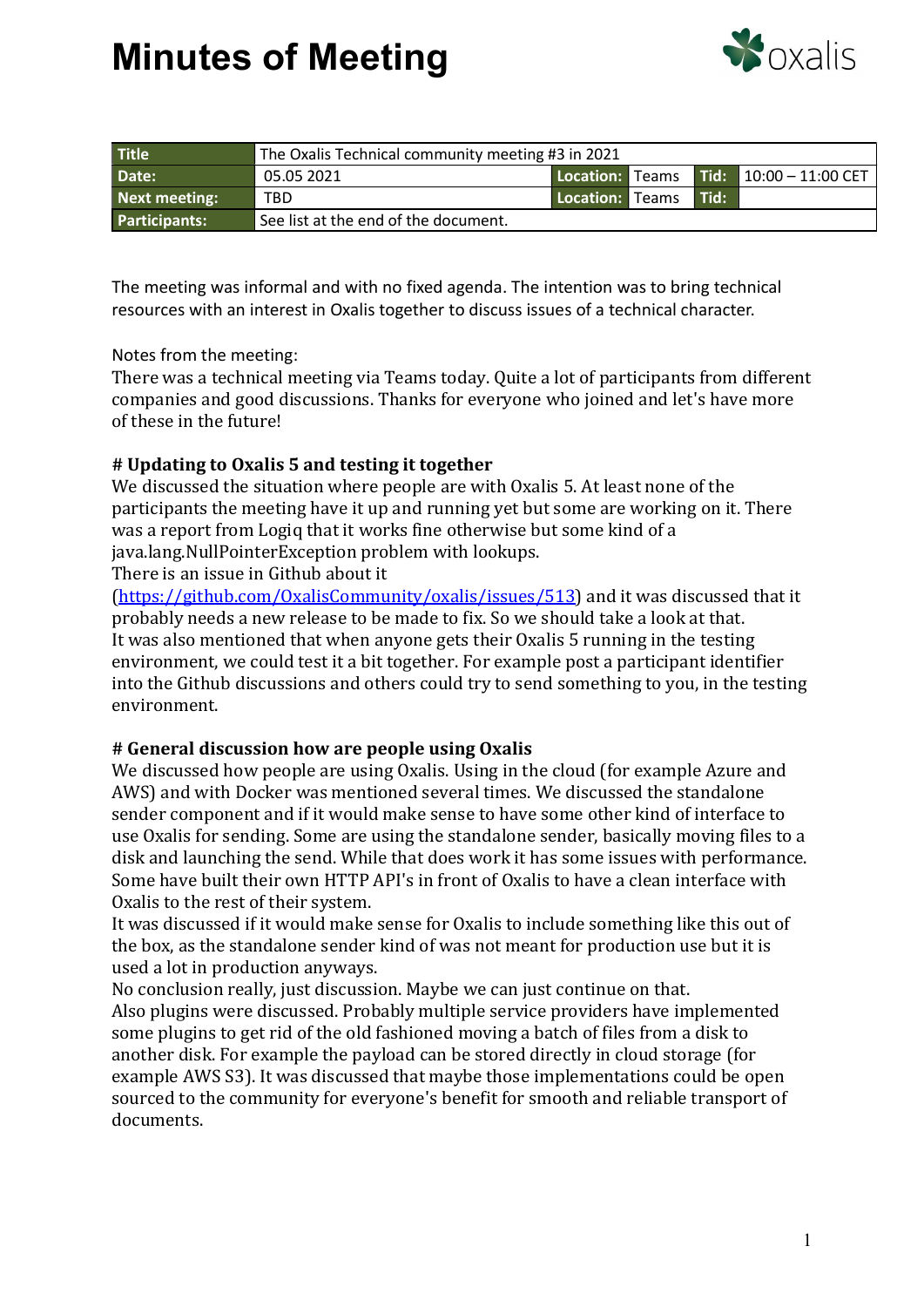# Minutes of Meeting

| Title | The Oxalis Technical community meeting #3 in 2021 | | | | |
|---|---|---|---|---|---|
| Date: | 05.05 2021 | Location: | Teams | Tid: | 10:00 – 11:00 CET |
| Next meeting: | TBD | Location: | Teams | Tid: | |
| Participants: | See list at the end of the document. | | | | |

The meeting was informal and with no fixed agenda. The intention was to bring technical resources with an interest in Oxalis together to discuss issues of a technical character.

Notes from the meeting:
There was a technical meeting via Teams today. Quite a lot of participants from different companies and good discussions. Thanks for everyone who joined and let's have more of these in the future!

**# Updating to Oxalis 5 and testing it together**

We discussed the situation where people are with Oxalis 5. At least none of the participants the meeting have it up and running yet but some are working on it. There was a report from Logiq that it works fine otherwise but some kind of a java.lang.NullPointerException problem with lookups.
There is an issue in Github about it (https://github.com/OxalisCommunity/oxalis/issues/513) and it was discussed that it probably needs a new release to be made to fix. So we should take a look at that.
It was also mentioned that when anyone gets their Oxalis 5 running in the testing environment, we could test it a bit together. For example post a participant identifier into the Github discussions and others could try to send something to you, in the testing environment.

**# General discussion how are people using Oxalis**

We discussed how people are using Oxalis. Using in the cloud (for example Azure and AWS) and with Docker was mentioned several times. We discussed the standalone sender component and if it would make sense to have some other kind of interface to use Oxalis for sending. Some are using the standalone sender, basically moving files to a disk and launching the send. While that does work it has some issues with performance. Some have built their own HTTP API's in front of Oxalis to have a clean interface with Oxalis to the rest of their system.
It was discussed if it would make sense for Oxalis to include something like this out of the box, as the standalone sender kind of was not meant for production use but it is used a lot in production anyways.
No conclusion really, just discussion. Maybe we can just continue on that.
Also plugins were discussed. Probably multiple service providers have implemented some plugins to get rid of the old fashioned moving a batch of files from a disk to another disk. For example the payload can be stored directly in cloud storage (for example AWS S3). It was discussed that maybe those implementations could be open sourced to the community for everyone's benefit for smooth and reliable transport of documents.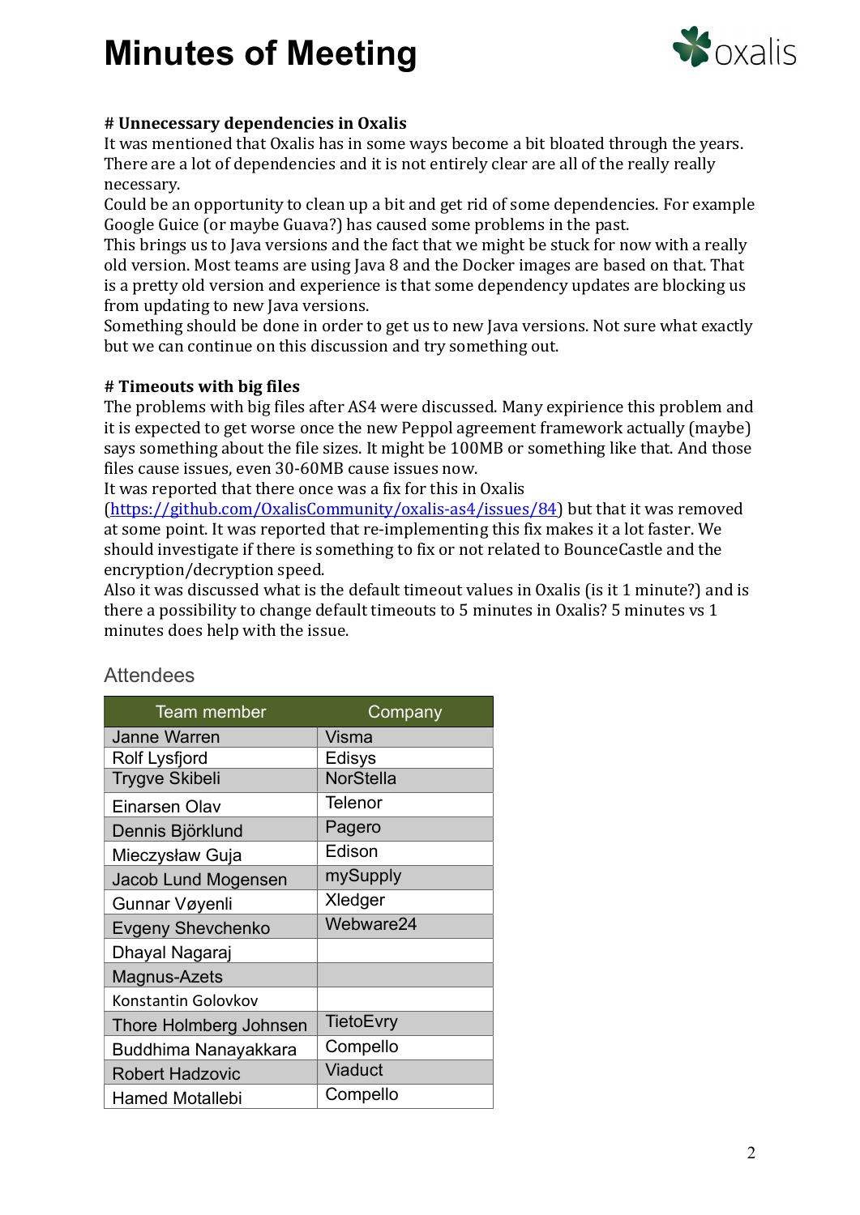# Minutes of Meeting

**# Unnecessary dependencies in Oxalis**
It was mentioned that Oxalis has in some ways become a bit bloated through the years. There are a lot of dependencies and it is not entirely clear are all of the really really necessary.
Could be an opportunity to clean up a bit and get rid of some dependencies. For example Google Guice (or maybe Guava?) has caused some problems in the past.
This brings us to Java versions and the fact that we might be stuck for now with a really old version. Most teams are using Java 8 and the Docker images are based on that. That is a pretty old version and experience is that some dependency updates are blocking us from updating to new Java versions.
Something should be done in order to get us to new Java versions. Not sure what exactly but we can continue on this discussion and try something out.

**# Timeouts with big files**
The problems with big files after AS4 were discussed. Many expirience this problem and it is expected to get worse once the new Peppol agreement framework actually (maybe) says something about the file sizes. It might be 100MB or something like that. And those files cause issues, even 30-60MB cause issues now.
It was reported that there once was a fix for this in Oxalis (https://github.com/OxalisCommunity/oxalis-as4/issues/84) but that it was removed at some point. It was reported that re-implementing this fix makes it a lot faster. We should investigate if there is something to fix or not related to BounceCastle and the encryption/decryption speed.
Also it was discussed what is the default timeout values in Oxalis (is it 1 minute?) and is there a possibility to change default timeouts to 5 minutes in Oxalis? 5 minutes vs 1 minutes does help with the issue.

## Attendees

| Team member | Company |
|---|---|
| Janne Warren | Visma |
| Rolf Lysfjord | Edisys |
| Trygve Skibeli | NorStella |
| Einarsen Olav | Telenor |
| Dennis Björklund | Pagero |
| Mieczysław Guja | Edison |
| Jacob Lund Mogensen | mySupply |
| Gunnar Vøyenli | Xledger |
| Evgeny Shevchenko | Webware24 |
| Dhayal Nagaraj | |
| Magnus-Azets | |
| Konstantin Golovkov | |
| Thore Holmberg Johnsen | TietoEvry |
| Buddhima Nanayakkara | Compello |
| Robert Hadzovic | Viaduct |
| Hamed Motallebi | Compello |